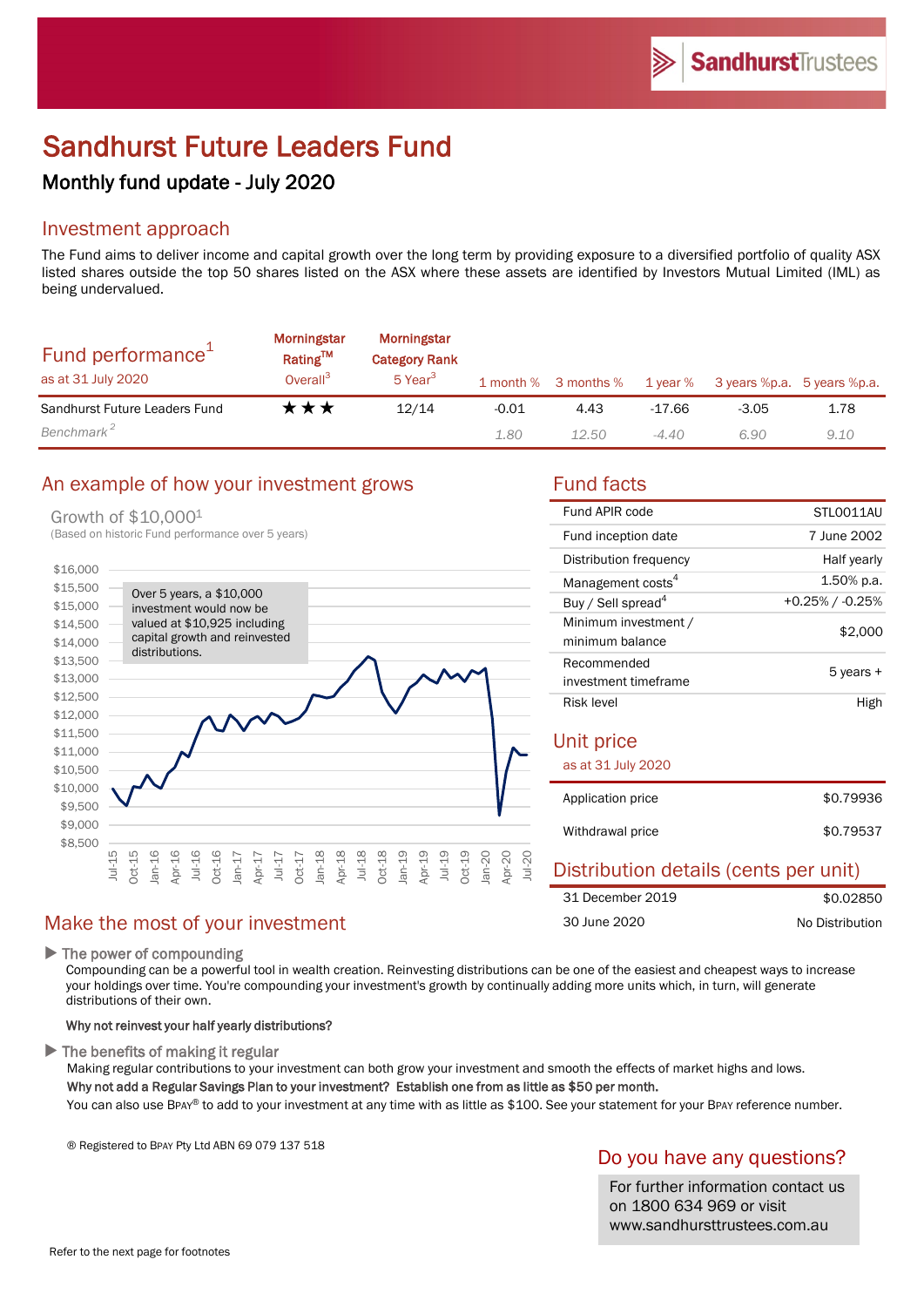# Sandhurst Future Leaders Fund

## Monthly fund update - July 2020

## Investment approach

The Fund aims to deliver income and capital growth over the long term by providing exposure to a diversified portfolio of quality ASX listed shares outside the top 50 shares listed on the ASX where these assets are identified by Investors Mutual Limited (IML) as being undervalued.

| Fund performance[1] as at 31 July 2020 | Morningstar Rating™ Overall[3] | Morningstar Category Rank 5 Year[3] | 1 month % | 3 months % | 1 year % | 3 years %p.a. | 5 years %p.a. |
|---|---|---|---|---|---|---|---|
| Sandhurst Future Leaders Fund | ★★★ | 12/14 | -0.01 | 4.43 | -17.66 | -3.05 | 1.78 |
| *Benchmark[2]* | | | *1.80* | *12.50* | *-4.40* | *6.90* | *9.10* |

## An example of how your investment grows

Growth of $10,000[1]

(Based on historic Fund performance over 5 years)

Over 5 years, a $10,000 investment would now be valued at $10,925 including capital growth and reinvested distributions.

## Fund facts

| | |
|---|---|
| Fund APIR code | STL0011AU |
| Fund inception date | 7 June 2002 |
| Distribution frequency | Half yearly |
| Management costs[4] | 1.50% p.a. |
| Buy / Sell spread[4] | +0.25% / -0.25% |
| Minimum investment / minimum balance | $2,000 |
| Recommended investment timeframe | 5 years + |
| Risk level | High |

## Unit price

as at 31 July 2020

| | |
|---|---|
| Application price | $0.79936 |
| Withdrawal price | $0.79537 |

## Distribution details (cents per unit)

| | |
|---|---|
| 31 December 2019 | $0.02850 |
| 30 June 2020 | No Distribution |

## Make the most of your investment

▶ **The power of compounding**

Compounding can be a powerful tool in wealth creation. Reinvesting distributions can be one of the easiest and cheapest ways to increase your holdings over time. You're compounding your investment's growth by continually adding more units which, in turn, will generate distributions of their own.

**Why not reinvest your half yearly distributions?**

▶ **The benefits of making it regular**

Making regular contributions to your investment can both grow your investment and smooth the effects of market highs and lows.

**Why not add a Regular Savings Plan to your investment? Establish one from as little as $50 per month.**

You can also use BPAY® to add to your investment at any time with as little as $100. See your statement for your BPAY reference number.

® Registered to BPAY Pty Ltd ABN 69 079 137 518

## Do you have any questions?

For further information contact us on 1800 634 969 or visit www.sandhursttrustees.com.au

Refer to the next page for footnotes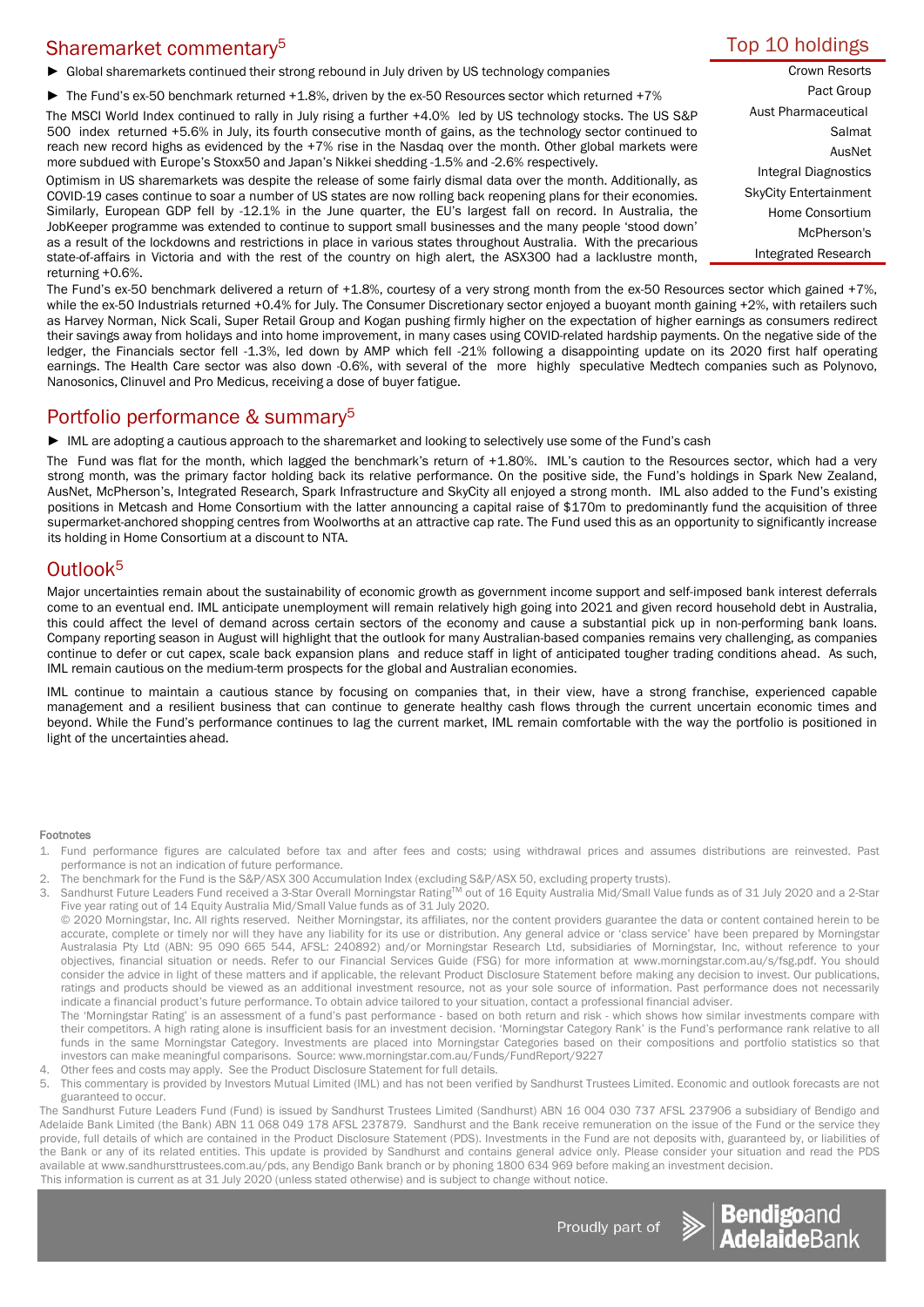## Sharemarket commentary[5]

- ► Global sharemarkets continued their strong rebound in July driven by US technology companies
- ► The Fund's ex-50 benchmark returned +1.8%, driven by the ex-50 Resources sector which returned +7%

The MSCI World Index continued to rally in July rising a further +4.0% led by US technology stocks. The US S&P 500 index returned +5.6% in July, its fourth consecutive month of gains, as the technology sector continued to reach new record highs as evidenced by the +7% rise in the Nasdaq over the month. Other global markets were more subdued with Europe's Stoxx50 and Japan's Nikkei shedding -1.5% and -2.6% respectively.

Optimism in US sharemarkets was despite the release of some fairly dismal data over the month. Additionally, as COVID-19 cases continue to soar a number of US states are now rolling back reopening plans for their economies. Similarly, European GDP fell by -12.1% in the June quarter, the EU's largest fall on record. In Australia, the JobKeeper programme was extended to continue to support small businesses and the many people 'stood down' as a result of the lockdowns and restrictions in place in various states throughout Australia. With the precarious state-of-affairs in Victoria and with the rest of the country on high alert, the ASX300 had a lacklustre month, returning +0.6%.

## Top 10 holdings

Crown Resorts
Pact Group
Aust Pharmaceutical
Salmat
AusNet
Integral Diagnostics
SkyCity Entertainment
Home Consortium
McPherson's
Integrated Research

The Fund's ex-50 benchmark delivered a return of +1.8%, courtesy of a very strong month from the ex-50 Resources sector which gained +7%, while the ex-50 Industrials returned +0.4% for July. The Consumer Discretionary sector enjoyed a buoyant month gaining +2%, with retailers such as Harvey Norman, Nick Scali, Super Retail Group and Kogan pushing firmly higher on the expectation of higher earnings as consumers redirect their savings away from holidays and into home improvement, in many cases using COVID-related hardship payments. On the negative side of the ledger, the Financials sector fell -1.3%, led down by AMP which fell -21% following a disappointing update on its 2020 first half operating earnings. The Health Care sector was also down -0.6%, with several of the more highly speculative Medtech companies such as Polynovo, Nanosonics, Clinuvel and Pro Medicus, receiving a dose of buyer fatigue.

## Portfolio performance & summary[5]

- ► IML are adopting a cautious approach to the sharemarket and looking to selectively use some of the Fund's cash

The Fund was flat for the month, which lagged the benchmark's return of +1.80%. IML's caution to the Resources sector, which had a very strong month, was the primary factor holding back its relative performance. On the positive side, the Fund's holdings in Spark New Zealand, AusNet, McPherson's, Integrated Research, Spark Infrastructure and SkyCity all enjoyed a strong month. IML also added to the Fund's existing positions in Metcash and Home Consortium with the latter announcing a capital raise of $170m to predominantly fund the acquisition of three supermarket-anchored shopping centres from Woolworths at an attractive cap rate. The Fund used this as an opportunity to significantly increase its holding in Home Consortium at a discount to NTA.

## Outlook[5]

Major uncertainties remain about the sustainability of economic growth as government income support and self-imposed bank interest deferrals come to an eventual end. IML anticipate unemployment will remain relatively high going into 2021 and given record household debt in Australia, this could affect the level of demand across certain sectors of the economy and cause a substantial pick up in non-performing bank loans. Company reporting season in August will highlight that the outlook for many Australian-based companies remains very challenging, as companies continue to defer or cut capex, scale back expansion plans and reduce staff in light of anticipated tougher trading conditions ahead. As such, IML remain cautious on the medium-term prospects for the global and Australian economies.

IML continue to maintain a cautious stance by focusing on companies that, in their view, have a strong franchise, experienced capable management and a resilient business that can continue to generate healthy cash flows through the current uncertain economic times and beyond. While the Fund's performance continues to lag the current market, IML remain comfortable with the way the portfolio is positioned in light of the uncertainties ahead.

#### Footnotes

1. Fund performance figures are calculated before tax and after fees and costs; using withdrawal prices and assumes distributions are reinvested. Past performance is not an indication of future performance.
2. The benchmark for the Fund is the S&P/ASX 300 Accumulation Index (excluding S&P/ASX 50, excluding property trusts).
3. Sandhurst Future Leaders Fund received a 3-Star Overall Morningstar Rating™ out of 16 Equity Australia Mid/Small Value funds as of 31 July 2020 and a 2-Star Five year rating out of 14 Equity Australia Mid/Small Value funds as of 31 July 2020.
   © 2020 Morningstar, Inc. All rights reserved. Neither Morningstar, its affiliates, nor the content providers guarantee the data or content contained herein to be accurate, complete or timely nor will they have any liability for its use or distribution. Any general advice or 'class service' have been prepared by Morningstar Australasia Pty Ltd (ABN: 95 090 665 544, AFSL: 240892) and/or Morningstar Research Ltd, subsidiaries of Morningstar, Inc, without reference to your objectives, financial situation or needs. Refer to our Financial Services Guide (FSG) for more information at www.morningstar.com.au/s/fsg.pdf. You should consider the advice in light of these matters and if applicable, the relevant Product Disclosure Statement before making any decision to invest. Our publications, ratings and products should be viewed as an additional investment resource, not as your sole source of information. Past performance does not necessarily indicate a financial product's future performance. To obtain advice tailored to your situation, contact a professional financial adviser.
   The 'Morningstar Rating' is an assessment of a fund's past performance - based on both return and risk - which shows how similar investments compare with their competitors. A high rating alone is insufficient basis for an investment decision. 'Morningstar Category Rank' is the Fund's performance rank relative to all funds in the same Morningstar Category. Investments are placed into Morningstar Categories based on their compositions and portfolio statistics so that investors can make meaningful comparisons. Source: www.morningstar.com.au/Funds/FundReport/9227
4. Other fees and costs may apply. See the Product Disclosure Statement for full details.
5. This commentary is provided by Investors Mutual Limited (IML) and has not been verified by Sandhurst Trustees Limited. Economic and outlook forecasts are not guaranteed to occur.

The Sandhurst Future Leaders Fund (Fund) is issued by Sandhurst Trustees Limited (Sandhurst) ABN 16 004 030 737 AFSL 237906 a subsidiary of Bendigo and Adelaide Bank Limited (the Bank) ABN 11 068 049 178 AFSL 237879. Sandhurst and the Bank receive remuneration on the issue of the Fund or the service they provide, full details of which are contained in the Product Disclosure Statement (PDS). Investments in the Fund are not deposits with, guaranteed by, or liabilities of the Bank or any of its related entities. This update is provided by Sandhurst and contains general advice only. Please consider your situation and read the PDS available at www.sandhursttrustees.com.au/pds, any Bendigo Bank branch or by phoning 1800 634 969 before making an investment decision.
This information is current as at 31 July 2020 (unless stated otherwise) and is subject to change without notice.

Proudly part of Bendigo and Adelaide Bank